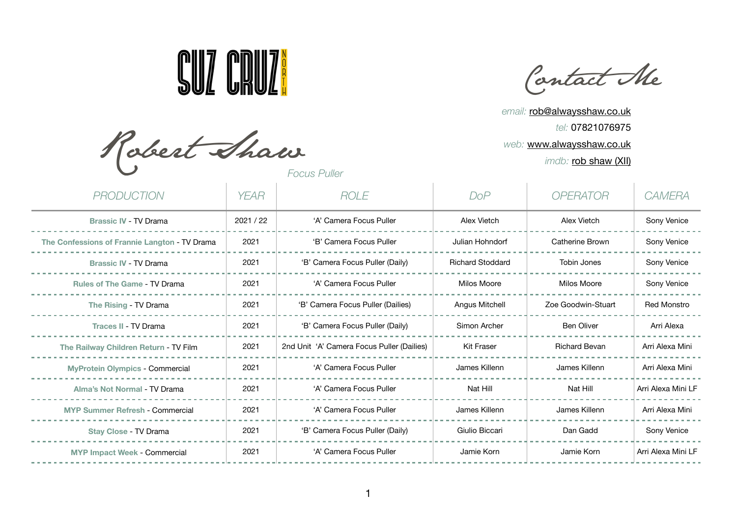SUZ CRUZ NORTH

# Robert Shaw

*Focus Puller*

## Contact Me

*email:* rob@alwaysshaw.co.uk
*tel:* 07821076975
*web:* www.alwaysshaw.co.uk
*imdb:* rob shaw (XII)

| PRODUCTION | YEAR | ROLE | DoP | OPERATOR | CAMERA |
|---|---|---|---|---|---|
| **Brassic IV** - TV Drama | 2021 / 22 | 'A' Camera Focus Puller | Alex Vietch | Alex Vietch | Sony Venice |
| **The Confessions of Frannie Langton** - TV Drama | 2021 | 'B' Camera Focus Puller | Julian Hohndorf | Catherine Brown | Sony Venice |
| **Brassic IV** - TV Drama | 2021 | 'B' Camera Focus Puller (Daily) | Richard Stoddard | Tobin Jones | Sony Venice |
| **Rules of The Game** - TV Drama | 2021 | 'A' Camera Focus Puller | Milos Moore | Milos Moore | Sony Venice |
| **The Rising** - TV Drama | 2021 | 'B' Camera Focus Puller (Dailies) | Angus Mitchell | Zoe Goodwin-Stuart | Red Monstro |
| **Traces II** - TV Drama | 2021 | 'B' Camera Focus Puller (Daily) | Simon Archer | Ben Oliver | Arri Alexa |
| **The Railway Children Return** - TV Film | 2021 | 2nd Unit 'A' Camera Focus Puller (Dailies) | Kit Fraser | Richard Bevan | Arri Alexa Mini |
| **MyProtein Olympics** - Commercial | 2021 | 'A' Camera Focus Puller | James Killenn | James Killenn | Arri Alexa Mini |
| **Alma's Not Normal** - TV Drama | 2021 | 'A' Camera Focus Puller | Nat Hill | Nat Hill | Arri Alexa Mini LF |
| **MYP Summer Refresh** - Commercial | 2021 | 'A' Camera Focus Puller | James Killenn | James Killenn | Arri Alexa Mini |
| **Stay Close** - TV Drama | 2021 | 'B' Camera Focus Puller (Daily) | Giulio Biccari | Dan Gadd | Sony Venice |
| **MYP Impact Week** - Commercial | 2021 | 'A' Camera Focus Puller | Jamie Korn | Jamie Korn | Arri Alexa Mini LF |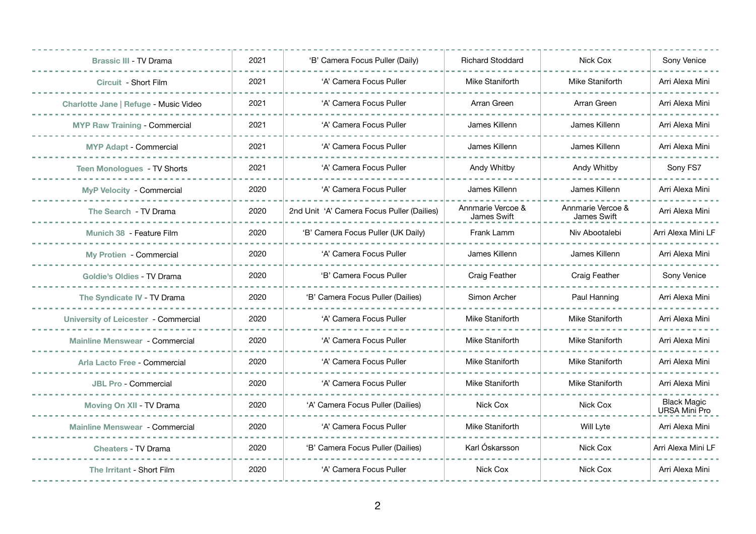| | | | | | |
|---|---|---|---|---|---|
| **Brassic III** - TV Drama | 2021 | 'B' Camera Focus Puller (Daily) | Richard Stoddard | Nick Cox | Sony Venice |
| **Circuit** - Short Film | 2021 | 'A' Camera Focus Puller | Mike Staniforth | Mike Staniforth | Arri Alexa Mini |
| **Charlotte Jane \| Refuge** - Music Video | 2021 | 'A' Camera Focus Puller | Arran Green | Arran Green | Arri Alexa Mini |
| **MYP Raw Training** - Commercial | 2021 | 'A' Camera Focus Puller | James Killenn | James Killenn | Arri Alexa Mini |
| **MYP Adapt** - Commercial | 2021 | 'A' Camera Focus Puller | James Killenn | James Killenn | Arri Alexa Mini |
| **Teen Monologues** - TV Shorts | 2021 | 'A' Camera Focus Puller | Andy Whitby | Andy Whitby | Sony FS7 |
| **MyP Velocity** - Commercial | 2020 | 'A' Camera Focus Puller | James Killenn | James Killenn | Arri Alexa Mini |
| **The Search** - TV Drama | 2020 | 2nd Unit 'A' Camera Focus Puller (Dailies) | Annmarie Vercoe & James Swift | Annmarie Vercoe & James Swift | Arri Alexa Mini |
| **Munich 38** - Feature Film | 2020 | 'B' Camera Focus Puller (UK Daily) | Frank Lamm | Niv Abootalebi | Arri Alexa Mini LF |
| **My Protien** - Commercial | 2020 | 'A' Camera Focus Puller | James Killenn | James Killenn | Arri Alexa Mini |
| **Goldie's Oldies** - TV Drama | 2020 | 'B' Camera Focus Puller | Craig Feather | Craig Feather | Sony Venice |
| **The Syndicate IV** - TV Drama | 2020 | 'B' Camera Focus Puller (Dailies) | Simon Archer | Paul Hanning | Arri Alexa Mini |
| **University of Leicester** - Commercial | 2020 | 'A' Camera Focus Puller | Mike Staniforth | Mike Staniforth | Arri Alexa Mini |
| **Mainline Menswear** - Commercial | 2020 | 'A' Camera Focus Puller | Mike Staniforth | Mike Staniforth | Arri Alexa Mini |
| **Arla Lacto Free** - Commercial | 2020 | 'A' Camera Focus Puller | Mike Staniforth | Mike Staniforth | Arri Alexa Mini |
| **JBL Pro** - Commercial | 2020 | 'A' Camera Focus Puller | Mike Staniforth | Mike Staniforth | Arri Alexa Mini |
| **Moving On XII** - TV Drama | 2020 | 'A' Camera Focus Puller (Dailies) | Nick Cox | Nick Cox | Black Magic URSA Mini Pro |
| **Mainline Menswear** - Commercial | 2020 | 'A' Camera Focus Puller | Mike Staniforth | Will Lyte | Arri Alexa Mini |
| **Cheaters** - TV Drama | 2020 | 'B' Camera Focus Puller (Dailies) | Karl Óskarsson | Nick Cox | Arri Alexa Mini LF |
| **The Irritant** - Short Film | 2020 | 'A' Camera Focus Puller | Nick Cox | Nick Cox | Arri Alexa Mini |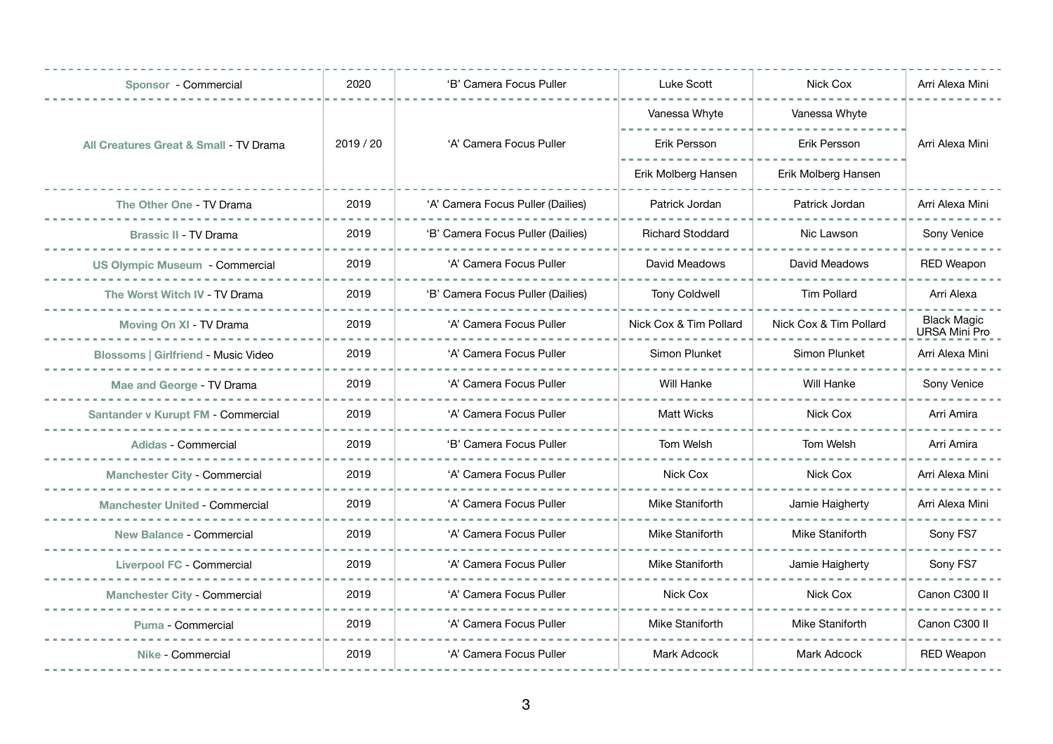| | | | | | |
|---|---|---|---|---|---|
| **Sponsor** - Commercial | 2020 | 'B' Camera Focus Puller | Luke Scott | Nick Cox | Arri Alexa Mini |
| **All Creatures Great & Small** - TV Drama | 2019 / 20 | 'A' Camera Focus Puller | Vanessa Whyte | Vanessa Whyte | Arri Alexa Mini |
| | | | Erik Persson | Erik Persson | |
| | | | Erik Molberg Hansen | Erik Molberg Hansen | |
| **The Other One** - TV Drama | 2019 | 'A' Camera Focus Puller (Dailies) | Patrick Jordan | Patrick Jordan | Arri Alexa Mini |
| **Brassic II** - TV Drama | 2019 | 'B' Camera Focus Puller (Dailies) | Richard Stoddard | Nic Lawson | Sony Venice |
| **US Olympic Museum** - Commercial | 2019 | 'A' Camera Focus Puller | David Meadows | David Meadows | RED Weapon |
| **The Worst Witch IV** - TV Drama | 2019 | 'B' Camera Focus Puller (Dailies) | Tony Coldwell | Tim Pollard | Arri Alexa |
| **Moving On XI** - TV Drama | 2019 | 'A' Camera Focus Puller | Nick Cox & Tim Pollard | Nick Cox & Tim Pollard | Black Magic URSA Mini Pro |
| **Blossoms \| Girlfriend** - Music Video | 2019 | 'A' Camera Focus Puller | Simon Plunket | Simon Plunket | Arri Alexa Mini |
| **Mae and George** - TV Drama | 2019 | 'A' Camera Focus Puller | Will Hanke | Will Hanke | Sony Venice |
| **Santander v Kurupt FM** - Commercial | 2019 | 'A' Camera Focus Puller | Matt Wicks | Nick Cox | Arri Amira |
| **Adidas** - Commercial | 2019 | 'B' Camera Focus Puller | Tom Welsh | Tom Welsh | Arri Amira |
| **Manchester City** - Commercial | 2019 | 'A' Camera Focus Puller | Nick Cox | Nick Cox | Arri Alexa Mini |
| **Manchester United** - Commercial | 2019 | 'A' Camera Focus Puller | Mike Staniforth | Jamie Haigherty | Arri Alexa Mini |
| **New Balance** - Commercial | 2019 | 'A' Camera Focus Puller | Mike Staniforth | Mike Staniforth | Sony FS7 |
| **Liverpool FC** - Commercial | 2019 | 'A' Camera Focus Puller | Mike Staniforth | Jamie Haigherty | Sony FS7 |
| **Manchester City** - Commercial | 2019 | 'A' Camera Focus Puller | Nick Cox | Nick Cox | Canon C300 II |
| **Puma** - Commercial | 2019 | 'A' Camera Focus Puller | Mike Staniforth | Mike Staniforth | Canon C300 II |
| **Nike** - Commercial | 2019 | 'A' Camera Focus Puller | Mark Adcock | Mark Adcock | RED Weapon |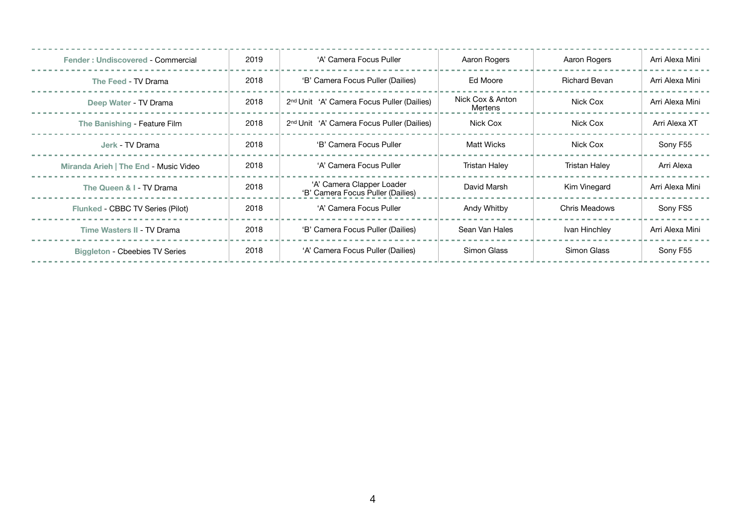| | | | | | |
|---|---|---|---|---|---|
| **Fender : Undiscovered** - Commercial | 2019 | 'A' Camera Focus Puller | Aaron Rogers | Aaron Rogers | Arri Alexa Mini |
| **The Feed** - TV Drama | 2018 | 'B' Camera Focus Puller (Dailies) | Ed Moore | Richard Bevan | Arri Alexa Mini |
| **Deep Water** - TV Drama | 2018 | 2nd Unit 'A' Camera Focus Puller (Dailies) | Nick Cox & Anton Mertens | Nick Cox | Arri Alexa Mini |
| **The Banishing** - Feature Film | 2018 | 2nd Unit 'A' Camera Focus Puller (Dailies) | Nick Cox | Nick Cox | Arri Alexa XT |
| **Jerk** - TV Drama | 2018 | 'B' Camera Focus Puller | Matt Wicks | Nick Cox | Sony F55 |
| **Miranda Arieh \| The End** - Music Video | 2018 | 'A' Camera Focus Puller | Tristan Haley | Tristan Haley | Arri Alexa |
| **The Queen & I** - TV Drama | 2018 | 'A' Camera Clapper Loader 'B' Camera Focus Puller (Dailies) | David Marsh | Kim Vinegard | Arri Alexa Mini |
| **Flunked** - CBBC TV Series (Pilot) | 2018 | 'A' Camera Focus Puller | Andy Whitby | Chris Meadows | Sony FS5 |
| **Time Wasters II** - TV Drama | 2018 | 'B' Camera Focus Puller (Dailies) | Sean Van Hales | Ivan Hinchley | Arri Alexa Mini |
| **Biggleton** - Cbeebies TV Series | 2018 | 'A' Camera Focus Puller (Dailies) | Simon Glass | Simon Glass | Sony F55 |